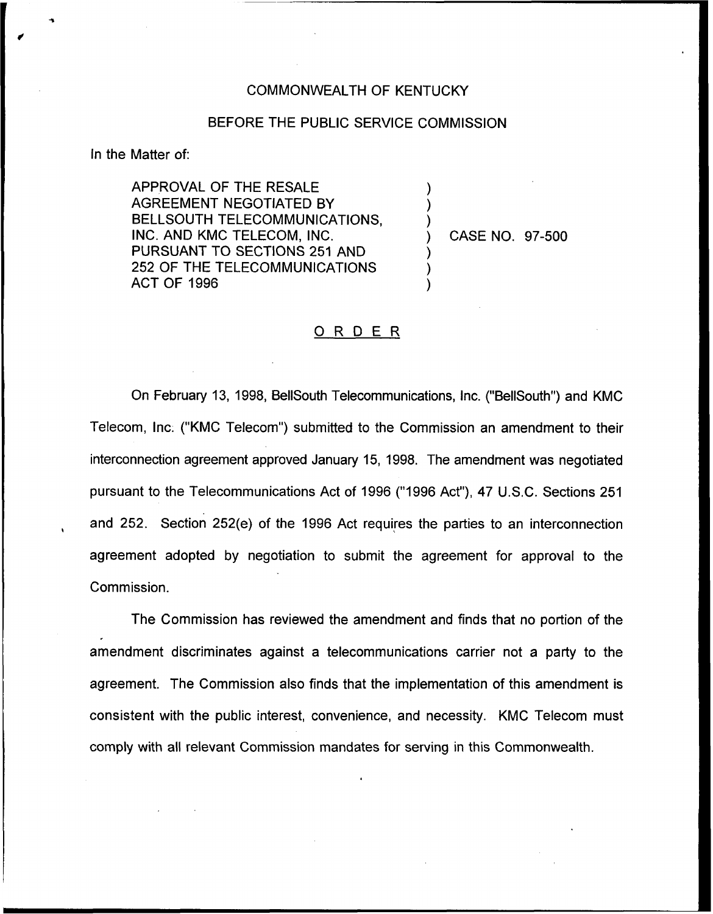COMMONWEALTH OF KENTUCKY

BEFORE THE PUBLIC SERVICE COMMISSION

In the Matter of:

APPROVAL OF THE RESALE AGREEMENT NEGOTIATED BY BELLSOUTH TELECOMMUNICATIONS, INC. AND KMC TELECOM, INC. PURSUANT TO SECTIONS 251 AND 252 OF THE TELECOMMUNICATIONS ACT OF 1996 ) CASE NO. 97-500

## ORDER

On February 13, 1998, BellSouth Telecommunications, Inc. ("BellSouth") and KMC Telecom, Inc. ("KMC Telecom") submitted to the Commission an amendment to their interconnection agreement approved January 15, 1998. The amendment was negotiated pursuant to the Telecommunications Act of 1996 ("1996 Act"), 47 U.S.C. Sections 251 and 252. Section 252(e) of the 1996 Act requires the parties to an interconnection agreement adopted by negotiation to submit the agreement for approval to the Commission.

The Commission has reviewed the amendment and finds that no portion of the amendment discriminates against a telecommunications carrier not a party to the agreement. The Commission also finds that the implementation of this amendment is consistent with the public interest, convenience, and necessity. KMC Telecom must comply with all relevant Commission mandates for serving in this Commonwealth.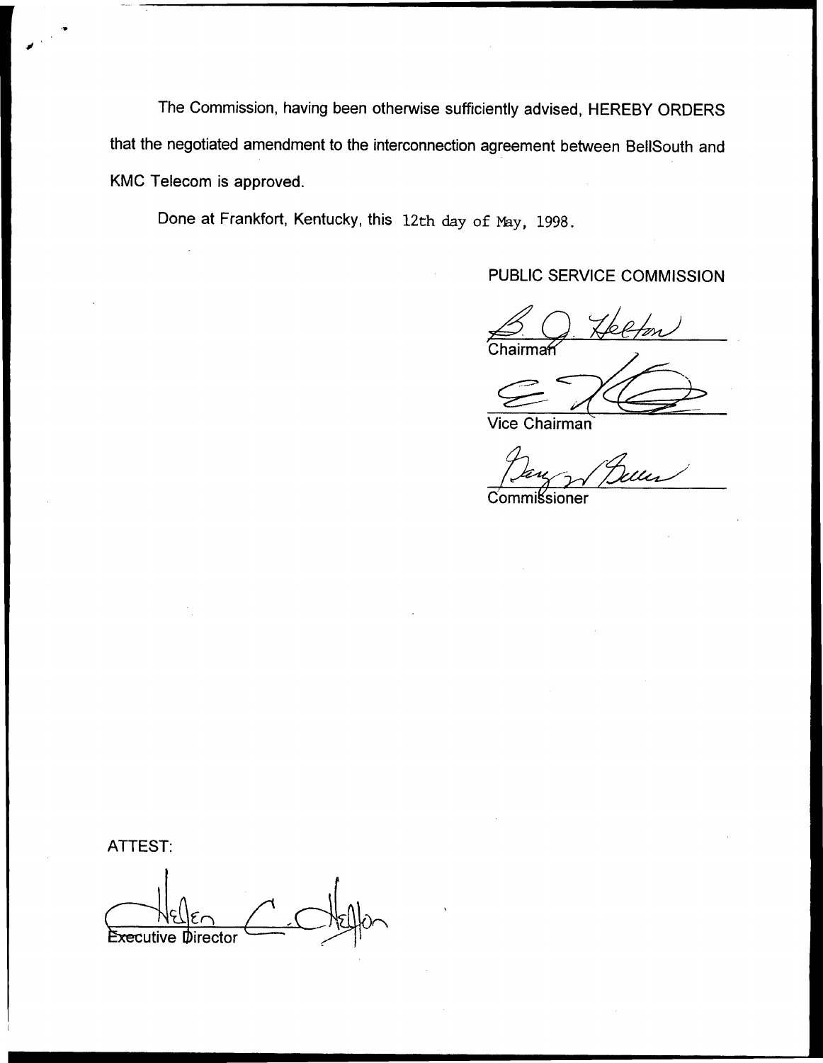The Commission, having been otherwise sufficiently advised, HEREBY ORDERS that the negotiated amendment to the interconnection agreement between BellSouth and KMC Telecom is approved.

Done at Frankfort, Kentucky, this 12th day of May, 1998.

PUBLIC SERVICE COMMISSION

Chairman

Vice Chairman

Commissioner

ATTEST:

Executive Director